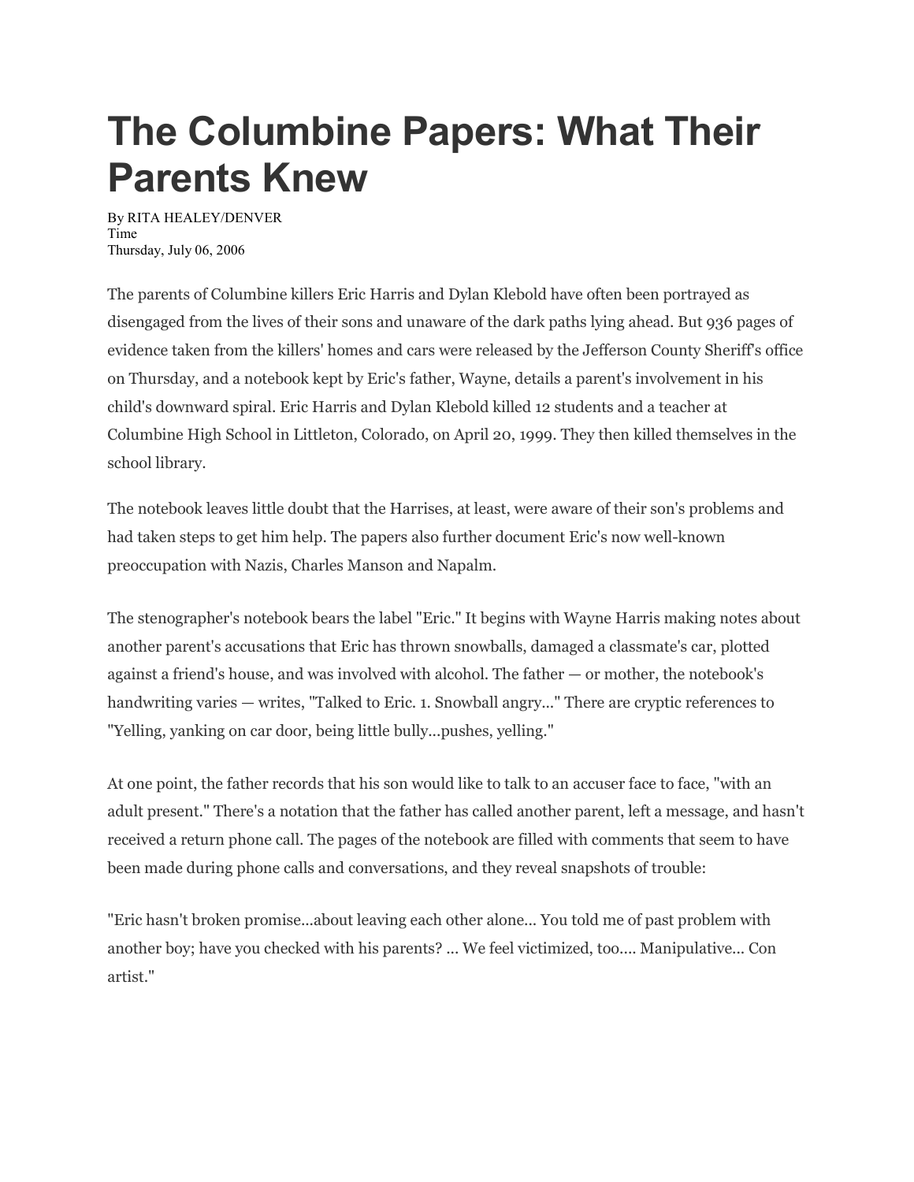# The Columbine Papers: What Their Parents Knew

By RITA HEALEY/DENVER
Time
Thursday, July 06, 2006

The parents of Columbine killers Eric Harris and Dylan Klebold have often been portrayed as disengaged from the lives of their sons and unaware of the dark paths lying ahead. But 936 pages of evidence taken from the killers' homes and cars were released by the Jefferson County Sheriff's office on Thursday, and a notebook kept by Eric's father, Wayne, details a parent's involvement in his child's downward spiral. Eric Harris and Dylan Klebold killed 12 students and a teacher at Columbine High School in Littleton, Colorado, on April 20, 1999. They then killed themselves in the school library.

The notebook leaves little doubt that the Harrises, at least, were aware of their son's problems and had taken steps to get him help. The papers also further document Eric's now well-known preoccupation with Nazis, Charles Manson and Napalm.

The stenographer's notebook bears the label "Eric." It begins with Wayne Harris making notes about another parent's accusations that Eric has thrown snowballs, damaged a classmate's car, plotted against a friend's house, and was involved with alcohol. The father — or mother, the notebook's handwriting varies — writes, "Talked to Eric. 1. Snowball angry..." There are cryptic references to "Yelling, yanking on car door, being little bully...pushes, yelling."

At one point, the father records that his son would like to talk to an accuser face to face, "with an adult present." There's a notation that the father has called another parent, left a message, and hasn't received a return phone call. The pages of the notebook are filled with comments that seem to have been made during phone calls and conversations, and they reveal snapshots of trouble:

"Eric hasn't broken promise...about leaving each other alone... You told me of past problem with another boy; have you checked with his parents? ... We feel victimized, too.... Manipulative... Con artist."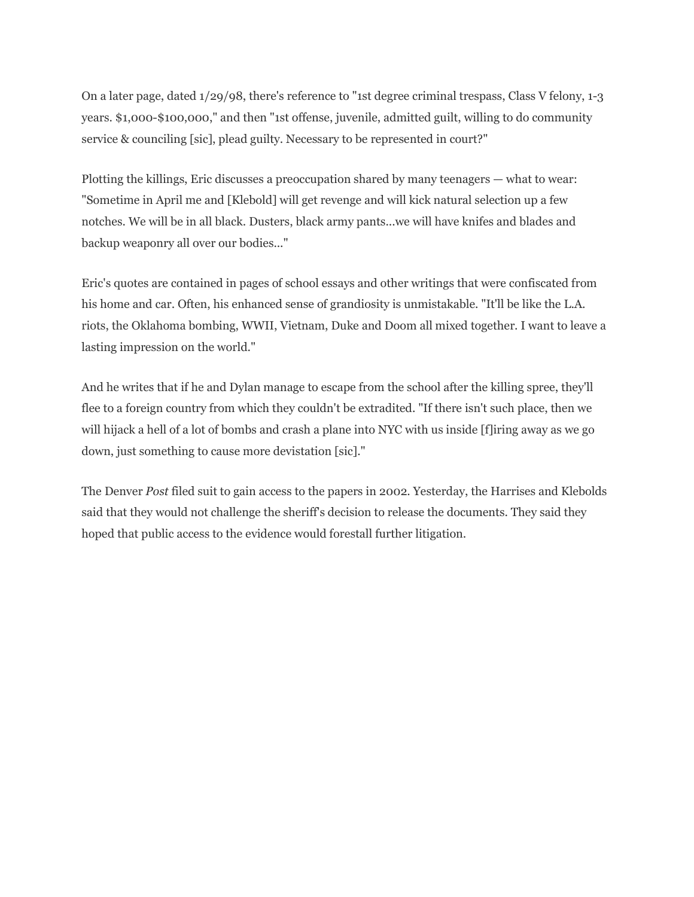On a later page, dated 1/29/98, there's reference to "1st degree criminal trespass, Class V felony, 1-3 years. $1,000-$100,000," and then "1st offense, juvenile, admitted guilt, willing to do community service & counciling [sic], plead guilty. Necessary to be represented in court?"

Plotting the killings, Eric discusses a preoccupation shared by many teenagers — what to wear: "Sometime in April me and [Klebold] will get revenge and will kick natural selection up a few notches. We will be in all black. Dusters, black army pants...we will have knifes and blades and backup weaponry all over our bodies..."

Eric's quotes are contained in pages of school essays and other writings that were confiscated from his home and car. Often, his enhanced sense of grandiosity is unmistakable. "It'll be like the L.A. riots, the Oklahoma bombing, WWII, Vietnam, Duke and Doom all mixed together. I want to leave a lasting impression on the world."

And he writes that if he and Dylan manage to escape from the school after the killing spree, they'll flee to a foreign country from which they couldn't be extradited. "If there isn't such place, then we will hijack a hell of a lot of bombs and crash a plane into NYC with us inside [f]iring away as we go down, just something to cause more devistation [sic]."

The Denver *Post* filed suit to gain access to the papers in 2002. Yesterday, the Harrises and Klebolds said that they would not challenge the sheriff's decision to release the documents. They said they hoped that public access to the evidence would forestall further litigation.